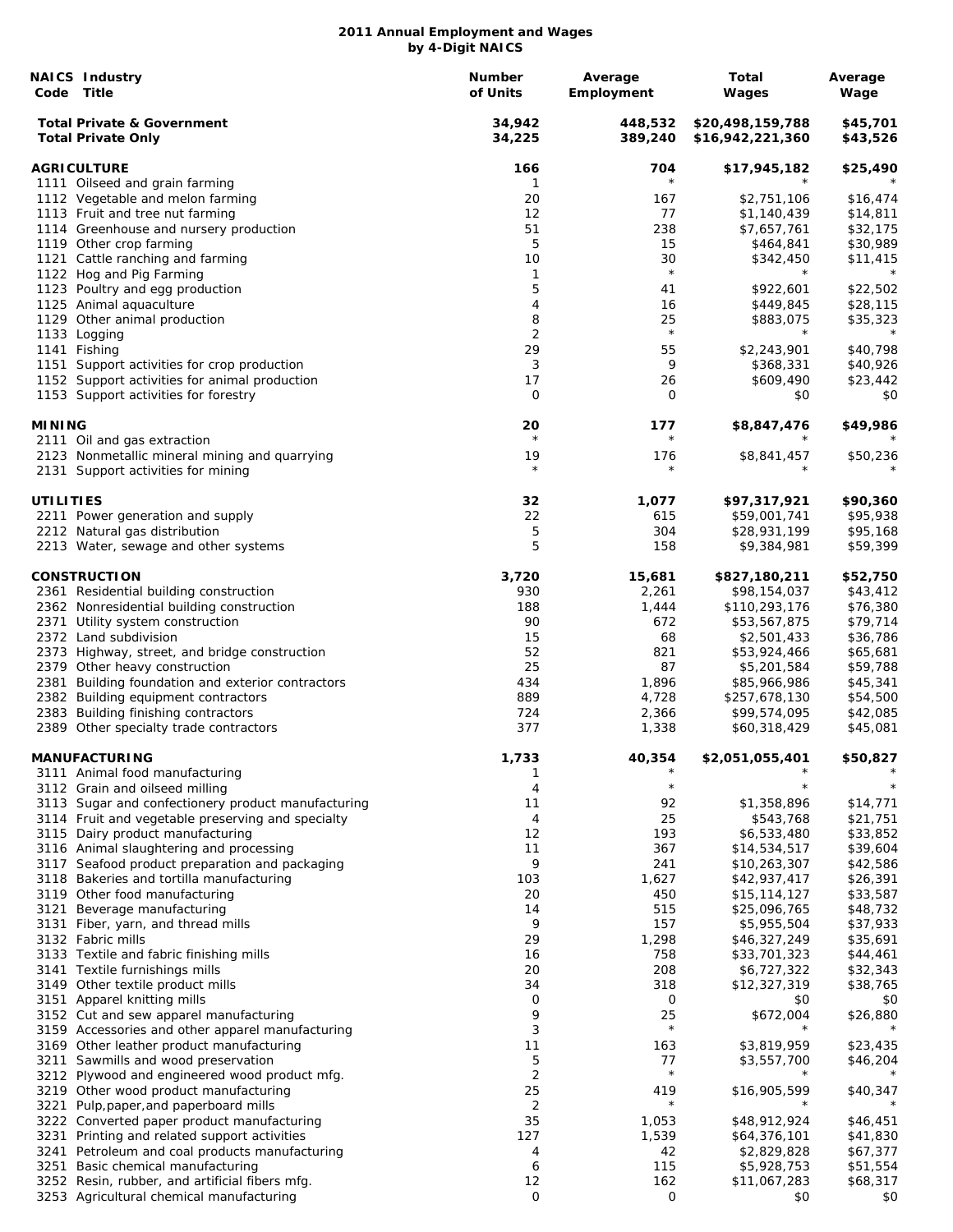# 2011 Annual Employment and Wages
## by 4-Digit NAICS

| NAICS Code | Industry Title | Number of Units | Average Employment | Total Wages | Average Wage |
|---|---|---|---|---|---|
| | **Total Private & Government** | **34,942** | **448,532** | **$20,498,159,788** | **$45,701** |
| | **Total Private Only** | **34,225** | **389,240** | **$16,942,221,360** | **$43,526** |
| | **AGRICULTURE** | **166** | **704** | **$17,945,182** | **$25,490** |
| 1111 | Oilseed and grain farming | 1 | * | * | * |
| 1112 | Vegetable and melon farming | 20 | 167 | $2,751,106 | $16,474 |
| 1113 | Fruit and tree nut farming | 12 | 77 | $1,140,439 | $14,811 |
| 1114 | Greenhouse and nursery production | 51 | 238 | $7,657,761 | $32,175 |
| 1119 | Other crop farming | 5 | 15 | $464,841 | $30,989 |
| 1121 | Cattle ranching and farming | 10 | 30 | $342,450 | $11,415 |
| 1122 | Hog and Pig Farming | 1 | * | * | * |
| 1123 | Poultry and egg production | 5 | 41 | $922,601 | $22,502 |
| 1125 | Animal aquaculture | 4 | 16 | $449,845 | $28,115 |
| 1129 | Other animal production | 8 | 25 | $883,075 | $35,323 |
| 1133 | Logging | 2 | * | * | * |
| 1141 | Fishing | 29 | 55 | $2,243,901 | $40,798 |
| 1151 | Support activities for crop production | 3 | 9 | $368,331 | $40,926 |
| 1152 | Support activities for animal production | 17 | 26 | $609,490 | $23,442 |
| 1153 | Support activities for forestry | 0 | 0 | $0 | $0 |
| | **MINING** | **20** | **177** | **$8,847,476** | **$49,986** |
| 2111 | Oil and gas extraction | * | * | * | * |
| 2123 | Nonmetallic mineral mining and quarrying | 19 | 176 | $8,841,457 | $50,236 |
| 2131 | Support activities for mining | * | * | * | * |
| | **UTILITIES** | **32** | **1,077** | **$97,317,921** | **$90,360** |
| 2211 | Power generation and supply | 22 | 615 | $59,001,741 | $95,938 |
| 2212 | Natural gas distribution | 5 | 304 | $28,931,199 | $95,168 |
| 2213 | Water, sewage and other systems | 5 | 158 | $9,384,981 | $59,399 |
| | **CONSTRUCTION** | **3,720** | **15,681** | **$827,180,211** | **$52,750** |
| 2361 | Residential building construction | 930 | 2,261 | $98,154,037 | $43,412 |
| 2362 | Nonresidential building construction | 188 | 1,444 | $110,293,176 | $76,380 |
| 2371 | Utility system construction | 90 | 672 | $53,567,875 | $79,714 |
| 2372 | Land subdivision | 15 | 68 | $2,501,433 | $36,786 |
| 2373 | Highway, street, and bridge construction | 52 | 821 | $53,924,466 | $65,681 |
| 2379 | Other heavy construction | 25 | 87 | $5,201,584 | $59,788 |
| 2381 | Building foundation and exterior contractors | 434 | 1,896 | $85,966,986 | $45,341 |
| 2382 | Building equipment contractors | 889 | 4,728 | $257,678,130 | $54,500 |
| 2383 | Building finishing contractors | 724 | 2,366 | $99,574,095 | $42,085 |
| 2389 | Other specialty trade contractors | 377 | 1,338 | $60,318,429 | $45,081 |
| | **MANUFACTURING** | **1,733** | **40,354** | **$2,051,055,401** | **$50,827** |
| 3111 | Animal food manufacturing | 1 | * | * | * |
| 3112 | Grain and oilseed milling | 4 | * | * | * |
| 3113 | Sugar and confectionery product manufacturing | 11 | 92 | $1,358,896 | $14,771 |
| 3114 | Fruit and vegetable preserving and specialty | 4 | 25 | $543,768 | $21,751 |
| 3115 | Dairy product manufacturing | 12 | 193 | $6,533,480 | $33,852 |
| 3116 | Animal slaughtering and processing | 11 | 367 | $14,534,517 | $39,604 |
| 3117 | Seafood product preparation and packaging | 9 | 241 | $10,263,307 | $42,586 |
| 3118 | Bakeries and tortilla manufacturing | 103 | 1,627 | $42,937,417 | $26,391 |
| 3119 | Other food manufacturing | 20 | 450 | $15,114,127 | $33,587 |
| 3121 | Beverage manufacturing | 14 | 515 | $25,096,765 | $48,732 |
| 3131 | Fiber, yarn, and thread mills | 9 | 157 | $5,955,504 | $37,933 |
| 3132 | Fabric mills | 29 | 1,298 | $46,327,249 | $35,691 |
| 3133 | Textile and fabric finishing mills | 16 | 758 | $33,701,323 | $44,461 |
| 3141 | Textile furnishings mills | 20 | 208 | $6,727,322 | $32,343 |
| 3149 | Other textile product mills | 34 | 318 | $12,327,319 | $38,765 |
| 3151 | Apparel knitting mills | 0 | 0 | $0 | $0 |
| 3152 | Cut and sew apparel manufacturing | 9 | 25 | $672,004 | $26,880 |
| 3159 | Accessories and other apparel manufacturing | 3 | * | * | * |
| 3169 | Other leather product manufacturing | 11 | 163 | $3,819,959 | $23,435 |
| 3211 | Sawmills and wood preservation | 5 | 77 | $3,557,700 | $46,204 |
| 3212 | Plywood and engineered wood product mfg. | 2 | * | * | * |
| 3219 | Other wood product manufacturing | 25 | 419 | $16,905,599 | $40,347 |
| 3221 | Pulp,paper,and paperboard mills | 2 | * | * | * |
| 3222 | Converted paper product manufacturing | 35 | 1,053 | $48,912,924 | $46,451 |
| 3231 | Printing and related support activities | 127 | 1,539 | $64,376,101 | $41,830 |
| 3241 | Petroleum and coal products manufacturing | 4 | 42 | $2,829,828 | $67,377 |
| 3251 | Basic chemical manufacturing | 6 | 115 | $5,928,753 | $51,554 |
| 3252 | Resin, rubber, and artificial fibers mfg. | 12 | 162 | $11,067,283 | $68,317 |
| 3253 | Agricultural chemical manufacturing | 0 | 0 | $0 | $0 |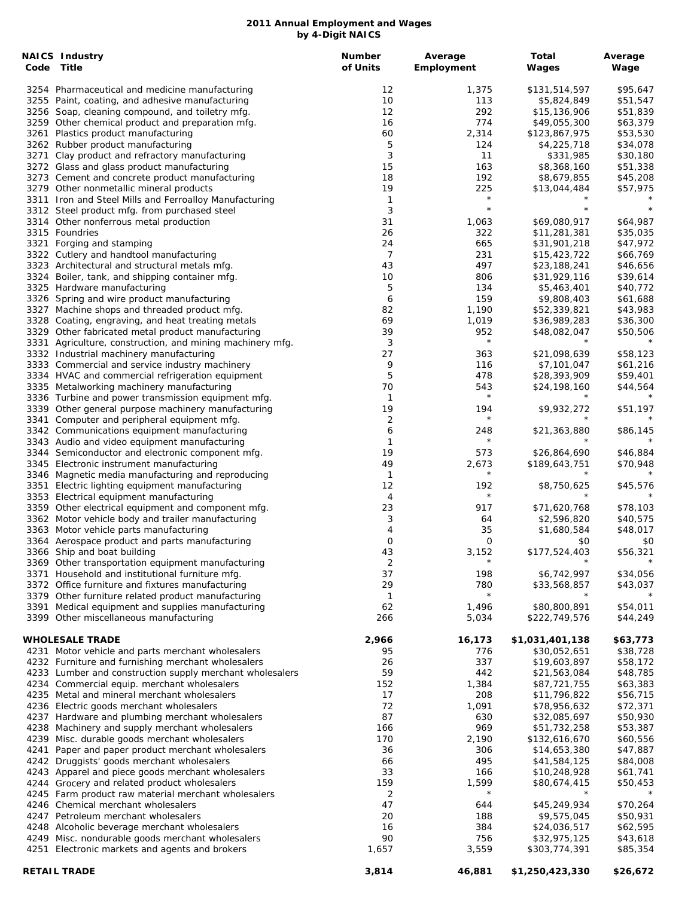# 2011 Annual Employment and Wages
## by 4-Digit NAICS

| NAICS Code | Industry Title | Number of Units | Average Employment | Total Wages | Average Wage |
|---|---|---|---|---|---|
| 3254 | Pharmaceutical and medicine manufacturing | 12 | 1,375 | $131,514,597 | $95,647 |
| 3255 | Paint, coating, and adhesive manufacturing | 10 | 113 | $5,824,849 | $51,547 |
| 3256 | Soap, cleaning compound, and toiletry mfg. | 12 | 292 | $15,136,906 | $51,839 |
| 3259 | Other chemical product and preparation mfg. | 16 | 774 | $49,055,300 | $63,379 |
| 3261 | Plastics product manufacturing | 60 | 2,314 | $123,867,975 | $53,530 |
| 3262 | Rubber product manufacturing | 5 | 124 | $4,225,718 | $34,078 |
| 3271 | Clay product and refractory manufacturing | 3 | 11 | $331,985 | $30,180 |
| 3272 | Glass and glass product manufacturing | 15 | 163 | $8,368,160 | $51,338 |
| 3273 | Cement and concrete product manufacturing | 18 | 192 | $8,679,855 | $45,208 |
| 3279 | Other nonmetallic mineral products | 19 | 225 | $13,044,484 | $57,975 |
| 3311 | Iron and Steel Mills and Ferroalloy Manufacturing | 1 | * | * | * |
| 3312 | Steel product mfg. from purchased steel | 3 | * | * | * |
| 3314 | Other nonferrous metal production | 31 | 1,063 | $69,080,917 | $64,987 |
| 3315 | Foundries | 26 | 322 | $11,281,381 | $35,035 |
| 3321 | Forging and stamping | 24 | 665 | $31,901,218 | $47,972 |
| 3322 | Cutlery and handtool manufacturing | 7 | 231 | $15,423,722 | $66,769 |
| 3323 | Architectural and structural metals mfg. | 43 | 497 | $23,188,241 | $46,656 |
| 3324 | Boiler, tank, and shipping container mfg. | 10 | 806 | $31,929,116 | $39,614 |
| 3325 | Hardware manufacturing | 5 | 134 | $5,463,401 | $40,772 |
| 3326 | Spring and wire product manufacturing | 6 | 159 | $9,808,403 | $61,688 |
| 3327 | Machine shops and threaded product mfg. | 82 | 1,190 | $52,339,821 | $43,983 |
| 3328 | Coating, engraving, and heat treating metals | 69 | 1,019 | $36,989,283 | $36,300 |
| 3329 | Other fabricated metal product manufacturing | 39 | 952 | $48,082,047 | $50,506 |
| 3331 | Agriculture, construction, and mining machinery mfg. | 3 | * | * | * |
| 3332 | Industrial machinery manufacturing | 27 | 363 | $21,098,639 | $58,123 |
| 3333 | Commercial and service industry machinery | 9 | 116 | $7,101,047 | $61,216 |
| 3334 | HVAC and commercial refrigeration equipment | 5 | 478 | $28,393,909 | $59,401 |
| 3335 | Metalworking machinery manufacturing | 70 | 543 | $24,198,160 | $44,564 |
| 3336 | Turbine and power transmission equipment mfg. | 1 | * | * | * |
| 3339 | Other general purpose machinery manufacturing | 19 | 194 | $9,932,272 | $51,197 |
| 3341 | Computer and peripheral equipment mfg. | 2 | * | * | * |
| 3342 | Communications equipment manufacturing | 6 | 248 | $21,363,880 | $86,145 |
| 3343 | Audio and video equipment manufacturing | 1 | * | * | * |
| 3344 | Semiconductor and electronic component mfg. | 19 | 573 | $26,864,690 | $46,884 |
| 3345 | Electronic instrument manufacturing | 49 | 2,673 | $189,643,751 | $70,948 |
| 3346 | Magnetic media manufacturing and reproducing | 1 | * | * | * |
| 3351 | Electric lighting equipment manufacturing | 12 | 192 | $8,750,625 | $45,576 |
| 3353 | Electrical equipment manufacturing | 4 | * | * | * |
| 3359 | Other electrical equipment and component mfg. | 23 | 917 | $71,620,768 | $78,103 |
| 3362 | Motor vehicle body and trailer manufacturing | 3 | 64 | $2,596,820 | $40,575 |
| 3363 | Motor vehicle parts manufacturing | 4 | 35 | $1,680,584 | $48,017 |
| 3364 | Aerospace product and parts manufacturing | 0 | 0 | $0 | $0 |
| 3366 | Ship and boat building | 43 | 3,152 | $177,524,403 | $56,321 |
| 3369 | Other transportation equipment manufacturing | 2 | * | * | * |
| 3371 | Household and institutional furniture mfg. | 37 | 198 | $6,742,997 | $34,056 |
| 3372 | Office furniture and fixtures manufacturing | 29 | 780 | $33,568,857 | $43,037 |
| 3379 | Other furniture related product manufacturing | 1 | * | * | * |
| 3391 | Medical equipment and supplies manufacturing | 62 | 1,496 | $80,800,891 | $54,011 |
| 3399 | Other miscellaneous manufacturing | 266 | 5,034 | $222,749,576 | $44,249 |
| **WHOLESALE TRADE** | | **2,966** | **16,173** | **$1,031,401,138** | **$63,773** |
| 4231 | Motor vehicle and parts merchant wholesalers | 95 | 776 | $30,052,651 | $38,728 |
| 4232 | Furniture and furnishing merchant wholesalers | 26 | 337 | $19,603,897 | $58,172 |
| 4233 | Lumber and construction supply merchant wholesalers | 59 | 442 | $21,563,084 | $48,785 |
| 4234 | Commercial equip. merchant wholesalers | 152 | 1,384 | $87,721,755 | $63,383 |
| 4235 | Metal and mineral merchant wholesalers | 17 | 208 | $11,796,822 | $56,715 |
| 4236 | Electric goods merchant wholesalers | 72 | 1,091 | $78,956,632 | $72,371 |
| 4237 | Hardware and plumbing merchant wholesalers | 87 | 630 | $32,085,697 | $50,930 |
| 4238 | Machinery and supply merchant wholesalers | 166 | 969 | $51,732,258 | $53,387 |
| 4239 | Misc. durable goods merchant wholesalers | 170 | 2,190 | $132,616,670 | $60,556 |
| 4241 | Paper and paper product merchant wholesalers | 36 | 306 | $14,653,380 | $47,887 |
| 4242 | Druggists' goods merchant wholesalers | 66 | 495 | $41,584,125 | $84,008 |
| 4243 | Apparel and piece goods merchant wholesalers | 33 | 166 | $10,248,928 | $61,741 |
| 4244 | Grocery and related product wholesalers | 159 | 1,599 | $80,674,415 | $50,453 |
| 4245 | Farm product raw material merchant wholesalers | 2 | * | * | * |
| 4246 | Chemical merchant wholesalers | 47 | 644 | $45,249,934 | $70,264 |
| 4247 | Petroleum merchant wholesalers | 20 | 188 | $9,575,045 | $50,931 |
| 4248 | Alcoholic beverage merchant wholesalers | 16 | 384 | $24,036,517 | $62,595 |
| 4249 | Misc. nondurable goods merchant wholesalers | 90 | 756 | $32,975,125 | $43,618 |
| 4251 | Electronic markets and agents and brokers | 1,657 | 3,559 | $303,774,391 | $85,354 |
| **RETAIL TRADE** | | **3,814** | **46,881** | **$1,250,423,330** | **$26,672** |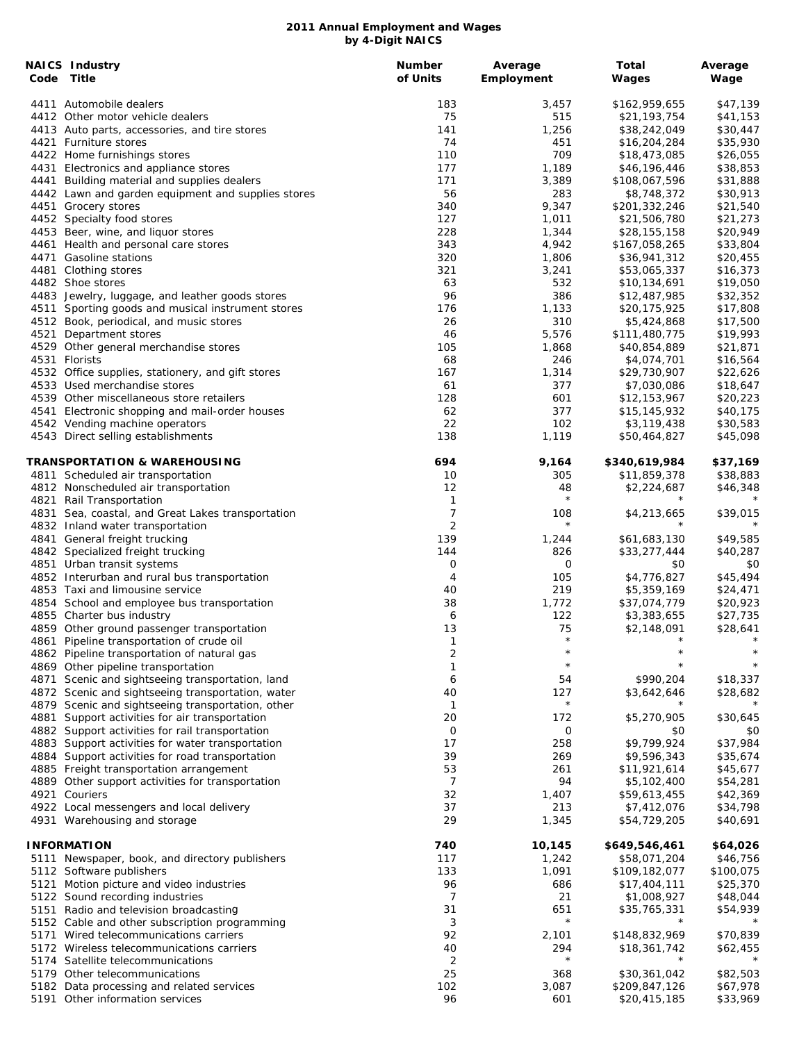# 2011 Annual Employment and Wages by 4-Digit NAICS

| NAICS Code | Industry Title | Number of Units | Average Employment | Total Wages | Average Wage |
|---|---|---|---|---|---|
| 4411 | Automobile dealers | 183 | 3,457 | $162,959,655 | $47,139 |
| 4412 | Other motor vehicle dealers | 75 | 515 | $21,193,754 | $41,153 |
| 4413 | Auto parts, accessories, and tire stores | 141 | 1,256 | $38,242,049 | $30,447 |
| 4421 | Furniture stores | 74 | 451 | $16,204,284 | $35,930 |
| 4422 | Home furnishings stores | 110 | 709 | $18,473,085 | $26,055 |
| 4431 | Electronics and appliance stores | 177 | 1,189 | $46,196,446 | $38,853 |
| 4441 | Building material and supplies dealers | 171 | 3,389 | $108,067,596 | $31,888 |
| 4442 | Lawn and garden equipment and supplies stores | 56 | 283 | $8,748,372 | $30,913 |
| 4451 | Grocery stores | 340 | 9,347 | $201,332,246 | $21,540 |
| 4452 | Specialty food stores | 127 | 1,011 | $21,506,780 | $21,273 |
| 4453 | Beer, wine, and liquor stores | 228 | 1,344 | $28,155,158 | $20,949 |
| 4461 | Health and personal care stores | 343 | 4,942 | $167,058,265 | $33,804 |
| 4471 | Gasoline stations | 320 | 1,806 | $36,941,312 | $20,455 |
| 4481 | Clothing stores | 321 | 3,241 | $53,065,337 | $16,373 |
| 4482 | Shoe stores | 63 | 532 | $10,134,691 | $19,050 |
| 4483 | Jewelry, luggage, and leather goods stores | 96 | 386 | $12,487,985 | $32,352 |
| 4511 | Sporting goods and musical instrument stores | 176 | 1,133 | $20,175,925 | $17,808 |
| 4512 | Book, periodical, and music stores | 26 | 310 | $5,424,868 | $17,500 |
| 4521 | Department stores | 46 | 5,576 | $111,480,775 | $19,993 |
| 4529 | Other general merchandise stores | 105 | 1,868 | $40,854,889 | $21,871 |
| 4531 | Florists | 68 | 246 | $4,074,701 | $16,564 |
| 4532 | Office supplies, stationery, and gift stores | 167 | 1,314 | $29,730,907 | $22,626 |
| 4533 | Used merchandise stores | 61 | 377 | $7,030,086 | $18,647 |
| 4539 | Other miscellaneous store retailers | 128 | 601 | $12,153,967 | $20,223 |
| 4541 | Electronic shopping and mail-order houses | 62 | 377 | $15,145,932 | $40,175 |
| 4542 | Vending machine operators | 22 | 102 | $3,119,438 | $30,583 |
| 4543 | Direct selling establishments | 138 | 1,119 | $50,464,827 | $45,098 |
| **TRANSPORTATION & WAREHOUSING** | | **694** | **9,164** | **$340,619,984** | **$37,169** |
| 4811 | Scheduled air transportation | 10 | 305 | $11,859,378 | $38,883 |
| 4812 | Nonscheduled air transportation | 12 | 48 | $2,224,687 | $46,348 |
| 4821 | Rail Transportation | 1 | * | * | * |
| 4831 | Sea, coastal, and Great Lakes transportation | 7 | 108 | $4,213,665 | $39,015 |
| 4832 | Inland water transportation | 2 | * | * | * |
| 4841 | General freight trucking | 139 | 1,244 | $61,683,130 | $49,585 |
| 4842 | Specialized freight trucking | 144 | 826 | $33,277,444 | $40,287 |
| 4851 | Urban transit systems | 0 | 0 | $0 | $0 |
| 4852 | Interurban and rural bus transportation | 4 | 105 | $4,776,827 | $45,494 |
| 4853 | Taxi and limousine service | 40 | 219 | $5,359,169 | $24,471 |
| 4854 | School and employee bus transportation | 38 | 1,772 | $37,074,779 | $20,923 |
| 4855 | Charter bus industry | 6 | 122 | $3,383,655 | $27,735 |
| 4859 | Other ground passenger transportation | 13 | 75 | $2,148,091 | $28,641 |
| 4861 | Pipeline transportation of crude oil | 1 | * | * | * |
| 4862 | Pipeline transportation of natural gas | 2 | * | * | * |
| 4869 | Other pipeline transportation | 1 | * | * | * |
| 4871 | Scenic and sightseeing transportation, land | 6 | 54 | $990,204 | $18,337 |
| 4872 | Scenic and sightseeing transportation, water | 40 | 127 | $3,642,646 | $28,682 |
| 4879 | Scenic and sightseeing transportation, other | 1 | * | * | * |
| 4881 | Support activities for air transportation | 20 | 172 | $5,270,905 | $30,645 |
| 4882 | Support activities for rail transportation | 0 | 0 | $0 | $0 |
| 4883 | Support activities for water transportation | 17 | 258 | $9,799,924 | $37,984 |
| 4884 | Support activities for road transportation | 39 | 269 | $9,596,343 | $35,674 |
| 4885 | Freight transportation arrangement | 53 | 261 | $11,921,614 | $45,677 |
| 4889 | Other support activities for transportation | 7 | 94 | $5,102,400 | $54,281 |
| 4921 | Couriers | 32 | 1,407 | $59,613,455 | $42,369 |
| 4922 | Local messengers and local delivery | 37 | 213 | $7,412,076 | $34,798 |
| 4931 | Warehousing and storage | 29 | 1,345 | $54,729,205 | $40,691 |
| **INFORMATION** | | **740** | **10,145** | **$649,546,461** | **$64,026** |
| 5111 | Newspaper, book, and directory publishers | 117 | 1,242 | $58,071,204 | $46,756 |
| 5112 | Software publishers | 133 | 1,091 | $109,182,077 | $100,075 |
| 5121 | Motion picture and video industries | 96 | 686 | $17,404,111 | $25,370 |
| 5122 | Sound recording industries | 7 | 21 | $1,008,927 | $48,044 |
| 5151 | Radio and television broadcasting | 31 | 651 | $35,765,331 | $54,939 |
| 5152 | Cable and other subscription programming | 3 | * | * | * |
| 5171 | Wired telecommunications carriers | 92 | 2,101 | $148,832,969 | $70,839 |
| 5172 | Wireless telecommunications carriers | 40 | 294 | $18,361,742 | $62,455 |
| 5174 | Satellite telecommunications | 2 | * | * | * |
| 5179 | Other telecommunications | 25 | 368 | $30,361,042 | $82,503 |
| 5182 | Data processing and related services | 102 | 3,087 | $209,847,126 | $67,978 |
| 5191 | Other information services | 96 | 601 | $20,415,185 | $33,969 |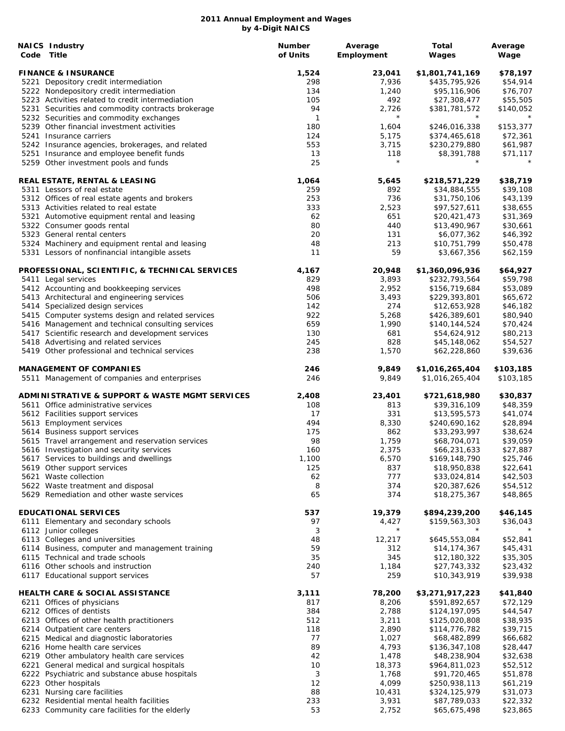# 2011 Annual Employment and Wages by 4-Digit NAICS

| NAICS Code | Industry Title | Number of Units | Average Employment | Total Wages | Average Wage |
|---|---|---|---|---|---|
| | **FINANCE & INSURANCE** | **1,524** | **23,041** | **$1,801,741,169** | **$78,197** |
| 5221 | Depository credit intermediation | 298 | 7,936 | $435,795,926 | $54,914 |
| 5222 | Nondepository credit intermediation | 134 | 1,240 | $95,116,906 | $76,707 |
| 5223 | Activities related to credit intermediation | 105 | 492 | $27,308,477 | $55,505 |
| 5231 | Securities and commodity contracts brokerage | 94 | 2,726 | $381,781,572 | $140,052 |
| 5232 | Securities and commodity exchanges | 1 | * | * | * |
| 5239 | Other financial investment activities | 180 | 1,604 | $246,016,338 | $153,377 |
| 5241 | Insurance carriers | 124 | 5,175 | $374,465,618 | $72,361 |
| 5242 | Insurance agencies, brokerages, and related | 553 | 3,715 | $230,279,880 | $61,987 |
| 5251 | Insurance and employee benefit funds | 13 | 118 | $8,391,788 | $71,117 |
| 5259 | Other investment pools and funds | 25 | * | * | * |
| | **REAL ESTATE, RENTAL & LEASING** | **1,064** | **5,645** | **$218,571,229** | **$38,719** |
| 5311 | Lessors of real estate | 259 | 892 | $34,884,555 | $39,108 |
| 5312 | Offices of real estate agents and brokers | 253 | 736 | $31,750,106 | $43,139 |
| 5313 | Activities related to real estate | 333 | 2,523 | $97,527,611 | $38,655 |
| 5321 | Automotive equipment rental and leasing | 62 | 651 | $20,421,473 | $31,369 |
| 5322 | Consumer goods rental | 80 | 440 | $13,490,967 | $30,661 |
| 5323 | General rental centers | 20 | 131 | $6,077,362 | $46,392 |
| 5324 | Machinery and equipment rental and leasing | 48 | 213 | $10,751,799 | $50,478 |
| 5331 | Lessors of nonfinancial intangible assets | 11 | 59 | $3,667,356 | $62,159 |
| | **PROFESSIONAL, SCIENTIFIC, & TECHNICAL SERVICES** | **4,167** | **20,948** | **$1,360,096,936** | **$64,927** |
| 5411 | Legal services | 829 | 3,893 | $232,793,564 | $59,798 |
| 5412 | Accounting and bookkeeping services | 498 | 2,952 | $156,719,684 | $53,089 |
| 5413 | Architectural and engineering services | 506 | 3,493 | $229,393,801 | $65,672 |
| 5414 | Specialized design services | 142 | 274 | $12,653,928 | $46,182 |
| 5415 | Computer systems design and related services | 922 | 5,268 | $426,389,601 | $80,940 |
| 5416 | Management and technical consulting services | 659 | 1,990 | $140,144,524 | $70,424 |
| 5417 | Scientific research and development services | 130 | 681 | $54,624,912 | $80,213 |
| 5418 | Advertising and related services | 245 | 828 | $45,148,062 | $54,527 |
| 5419 | Other professional and technical services | 238 | 1,570 | $62,228,860 | $39,636 |
| | **MANAGEMENT OF COMPANIES** | **246** | **9,849** | **$1,016,265,404** | **$103,185** |
| 5511 | Management of companies and enterprises | 246 | 9,849 | $1,016,265,404 | $103,185 |
| | **ADMINISTRATIVE & SUPPORT & WASTE MGMT SERVICES** | **2,408** | **23,401** | **$721,618,980** | **$30,837** |
| 5611 | Office administrative services | 108 | 813 | $39,316,109 | $48,359 |
| 5612 | Facilities support services | 17 | 331 | $13,595,573 | $41,074 |
| 5613 | Employment services | 494 | 8,330 | $240,690,162 | $28,894 |
| 5614 | Business support services | 175 | 862 | $33,293,997 | $38,624 |
| 5615 | Travel arrangement and reservation services | 98 | 1,759 | $68,704,071 | $39,059 |
| 5616 | Investigation and security services | 160 | 2,375 | $66,231,633 | $27,887 |
| 5617 | Services to buildings and dwellings | 1,100 | 6,570 | $169,148,790 | $25,746 |
| 5619 | Other support services | 125 | 837 | $18,950,838 | $22,641 |
| 5621 | Waste collection | 62 | 777 | $33,024,814 | $42,503 |
| 5622 | Waste treatment and disposal | 8 | 374 | $20,387,626 | $54,512 |
| 5629 | Remediation and other waste services | 65 | 374 | $18,275,367 | $48,865 |
| | **EDUCATIONAL SERVICES** | **537** | **19,379** | **$894,239,200** | **$46,145** |
| 6111 | Elementary and secondary schools | 97 | 4,427 | $159,563,303 | $36,043 |
| 6112 | Junior colleges | 3 | * | * | * |
| 6113 | Colleges and universities | 48 | 12,217 | $645,553,084 | $52,841 |
| 6114 | Business, computer and management training | 59 | 312 | $14,174,367 | $45,431 |
| 6115 | Technical and trade schools | 35 | 345 | $12,180,322 | $35,305 |
| 6116 | Other schools and instruction | 240 | 1,184 | $27,743,332 | $23,432 |
| 6117 | Educational support services | 57 | 259 | $10,343,919 | $39,938 |
| | **HEALTH CARE & SOCIAL ASSISTANCE** | **3,111** | **78,200** | **$3,271,917,223** | **$41,840** |
| 6211 | Offices of physicians | 817 | 8,206 | $591,892,657 | $72,129 |
| 6212 | Offices of dentists | 384 | 2,788 | $124,197,095 | $44,547 |
| 6213 | Offices of other health practitioners | 512 | 3,211 | $125,020,808 | $38,935 |
| 6214 | Outpatient care centers | 118 | 2,890 | $114,776,782 | $39,715 |
| 6215 | Medical and diagnostic laboratories | 77 | 1,027 | $68,482,899 | $66,682 |
| 6216 | Home health care services | 89 | 4,793 | $136,347,108 | $28,447 |
| 6219 | Other ambulatory health care services | 42 | 1,478 | $48,238,904 | $32,638 |
| 6221 | General medical and surgical hospitals | 10 | 18,373 | $964,811,023 | $52,512 |
| 6222 | Psychiatric and substance abuse hospitals | 3 | 1,768 | $91,720,465 | $51,878 |
| 6223 | Other hospitals | 12 | 4,099 | $250,938,113 | $61,219 |
| 6231 | Nursing care facilities | 88 | 10,431 | $324,125,979 | $31,073 |
| 6232 | Residential mental health facilities | 233 | 3,931 | $87,789,033 | $22,332 |
| 6233 | Community care facilities for the elderly | 53 | 2,752 | $65,675,498 | $23,865 |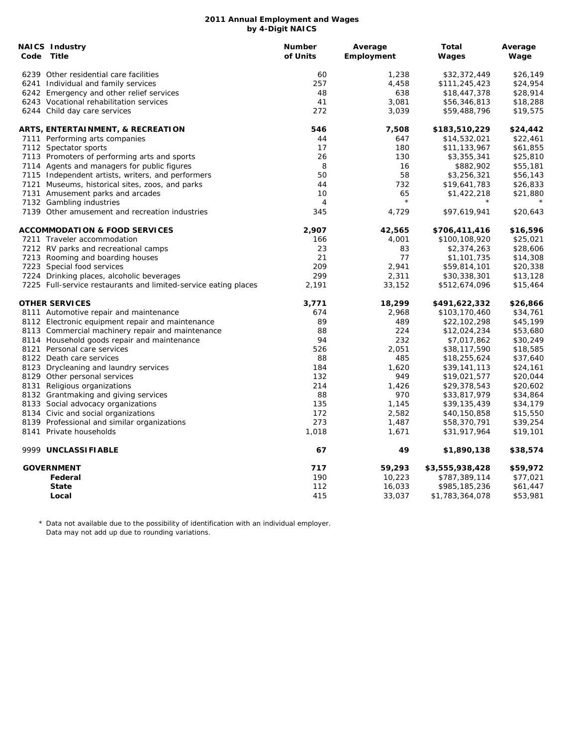**2011 Annual Employment and Wages by 4-Digit NAICS**

| NAICS Code | Industry Title | Number of Units | Average Employment | Total Wages | Average Wage |
|---|---|---|---|---|---|
| 6239 | Other residential care facilities | 60 | 1,238 | $32,372,449 | $26,149 |
| 6241 | Individual and family services | 257 | 4,458 | $111,245,423 | $24,954 |
| 6242 | Emergency and other relief services | 48 | 638 | $18,447,378 | $28,914 |
| 6243 | Vocational rehabilitation services | 41 | 3,081 | $56,346,813 | $18,288 |
| 6244 | Child day care services | 272 | 3,039 | $59,488,796 | $19,575 |
| | **ARTS, ENTERTAINMENT, & RECREATION** | **546** | **7,508** | **$183,510,229** | **$24,442** |
| 7111 | Performing arts companies | 44 | 647 | $14,532,021 | $22,461 |
| 7112 | Spectator sports | 17 | 180 | $11,133,967 | $61,855 |
| 7113 | Promoters of performing arts and sports | 26 | 130 | $3,355,341 | $25,810 |
| 7114 | Agents and managers for public figures | 8 | 16 | $882,902 | $55,181 |
| 7115 | Independent artists, writers, and performers | 50 | 58 | $3,256,321 | $56,143 |
| 7121 | Museums, historical sites, zoos, and parks | 44 | 732 | $19,641,783 | $26,833 |
| 7131 | Amusement parks and arcades | 10 | 65 | $1,422,218 | $21,880 |
| 7132 | Gambling industries | 4 | * | * | * |
| 7139 | Other amusement and recreation industries | 345 | 4,729 | $97,619,941 | $20,643 |
| | **ACCOMMODATION & FOOD SERVICES** | **2,907** | **42,565** | **$706,411,416** | **$16596** |
| 7211 | Traveler accommodation | 166 | 4,001 | $100,108,920 | $25,021 |
| 7212 | RV parks and recreational camps | 23 | 83 | $2,374,263 | $28,606 |
| 7213 | Rooming and boarding houses | 21 | 77 | $1,101,735 | $14,308 |
| 7223 | Special food services | 209 | 2,941 | $59,814,101 | $20,338 |
| 7224 | Drinking places, alcoholic beverages | 299 | 2,311 | $30,338,301 | $13,128 |
| 7225 | Full-service restaurants and limited-service eating places | 2,191 | 33,152 | $512,674,096 | $15,464 |
| | **OTHER SERVICES** | **3,771** | **18,299** | **$491,622,332** | **$26,866** |
| 8111 | Automotive repair and maintenance | 674 | 2,968 | $103,170,460 | $34,761 |
| 8112 | Electronic equipment repair and maintenance | 89 | 489 | $22,102,298 | $45,199 |
| 8113 | Commercial machinery repair and maintenance | 88 | 224 | $12,024,234 | $53,680 |
| 8114 | Household goods repair and maintenance | 94 | 232 | $7,017,862 | $30,249 |
| 8121 | Personal care services | 526 | 2,051 | $38,117,590 | $18,585 |
| 8122 | Death care services | 88 | 485 | $18,255,624 | $37,640 |
| 8123 | Drycleaning and laundry services | 184 | 1,620 | $39,141,113 | $24,161 |
| 8129 | Other personal services | 132 | 949 | $19,021,577 | $20,044 |
| 8131 | Religious organizations | 214 | 1,426 | $29,378,543 | $20,602 |
| 8132 | Grantmaking and giving services | 88 | 970 | $33,817,979 | $34,864 |
| 8133 | Social advocacy organizations | 135 | 1,145 | $39,135,439 | $34,179 |
| 8134 | Civic and social organizations | 172 | 2,582 | $40,150,858 | $15,550 |
| 8139 | Professional and similar organizations | 273 | 1,487 | $58,370,791 | $39,254 |
| 8141 | Private households | 1,018 | 1,671 | $31,917,964 | $19,101 |
| 9999 | **UNCLASSIFIABLE** | **67** | **49** | **$1,890,138** | **$38,574** |
| | **GOVERNMENT** | **717** | **59,293** | **$3,555,938,428** | **$59,972** |
| | **Federal** | 190 | 10,223 | $787,389,114 | $77,021 |
| | **State** | 112 | 16,033 | $985,185,236 | $61,447 |
| | **Local** | 415 | 33,037 | $1,783,364,078 | $53,981 |

\* Data not available due to the possibility of identification with an individual employer.
Data may not add up due to rounding variations.